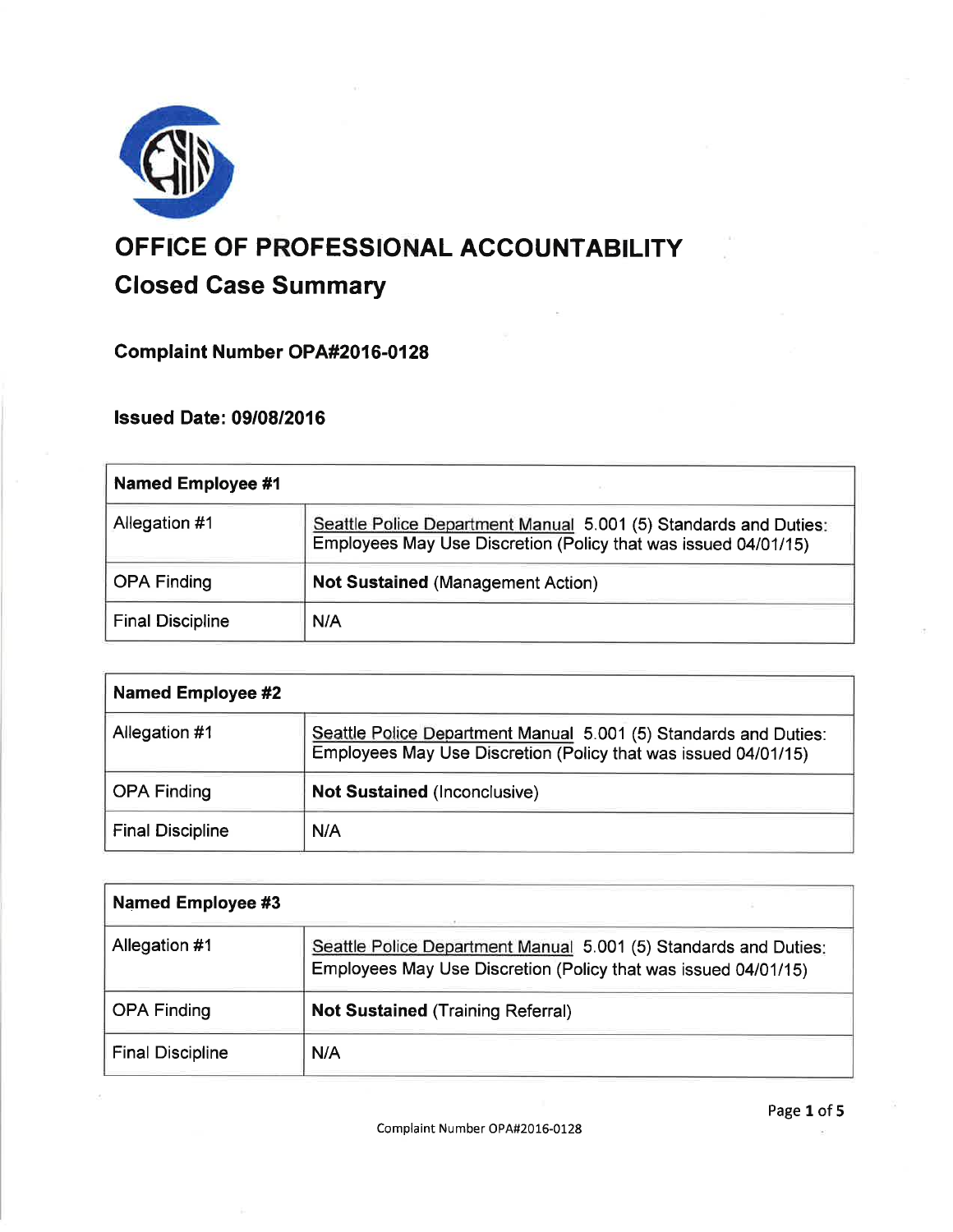# OFFICE OF PROFESSIONAL ACCOUNTABILITY

## Closed Case Summary

### Complaint Number OPA#2016-0128

### Issued Date: 09/08/2016

| Named Employee #1 | |
|---|---|
| Allegation #1 | Seattle Police Department Manual 5.001 (5) Standards and Duties: Employees May Use Discretion (Policy that was issued 04/01/15) |
| OPA Finding | **Not Sustained** (Management Action) |
| Final Discipline | N/A |

| Named Employee #2 | |
|---|---|
| Allegation #1 | Seattle Police Department Manual 5.001 (5) Standards and Duties: Employees May Use Discretion (Policy that was issued 04/01/15) |
| OPA Finding | **Not Sustained** (Inconclusive) |
| Final Discipline | N/A |

| Named Employee #3 | |
|---|---|
| Allegation #1 | Seattle Police Department Manual 5.001 (5) Standards and Duties: Employees May Use Discretion (Policy that was issued 04/01/15) |
| OPA Finding | **Not Sustained** (Training Referral) |
| Final Discipline | N/A |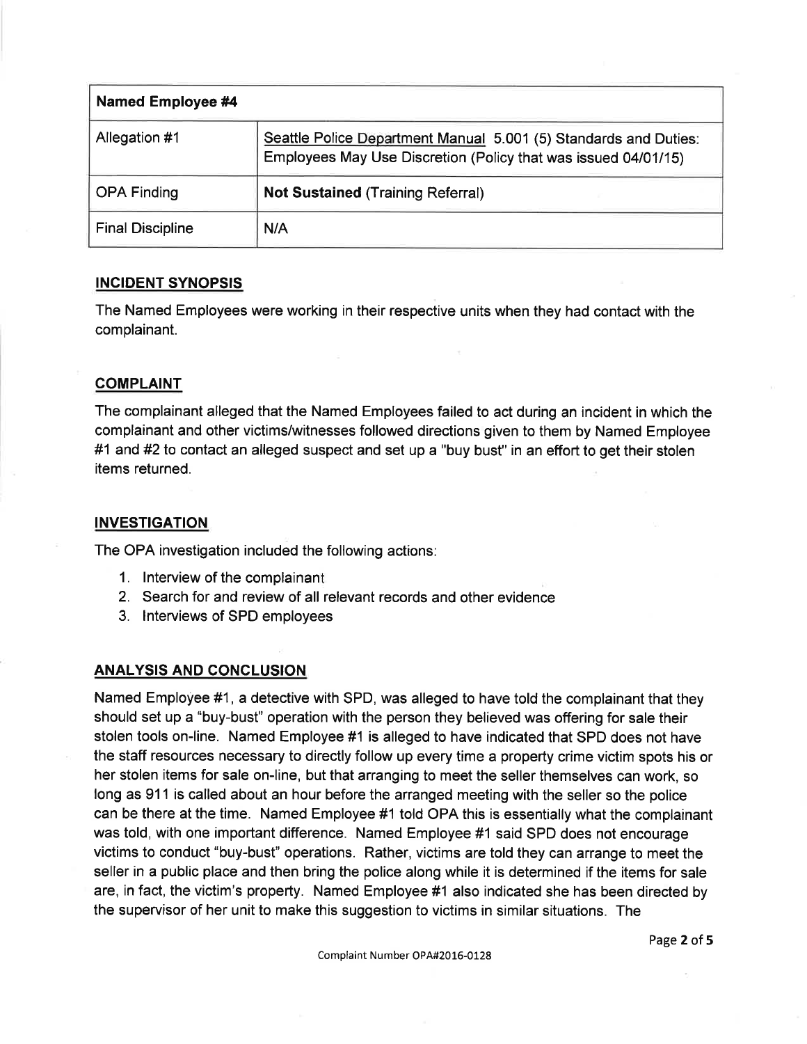| Named Employee #4 | |
|---|---|
| Allegation #1 | Seattle Police Department Manual 5.001 (5) Standards and Duties: Employees May Use Discretion (Policy that was issued 04/01/15) |
| OPA Finding | **Not Sustained** (Training Referral) |
| Final Discipline | N/A |

## INCIDENT SYNOPSIS

The Named Employees were working in their respective units when they had contact with the complainant.

## COMPLAINT

The complainant alleged that the Named Employees failed to act during an incident in which the complainant and other victims/witnesses followed directions given to them by Named Employee #1 and #2 to contact an alleged suspect and set up a "buy bust" in an effort to get their stolen items returned.

## INVESTIGATION

The OPA investigation included the following actions:

1. Interview of the complainant
2. Search for and review of all relevant records and other evidence
3. Interviews of SPD employees

## ANALYSIS AND CONCLUSION

Named Employee #1, a detective with SPD, was alleged to have told the complainant that they should set up a "buy-bust" operation with the person they believed was offering for sale their stolen tools on-line. Named Employee #1 is alleged to have indicated that SPD does not have the staff resources necessary to directly follow up every time a property crime victim spots his or her stolen items for sale on-line, but that arranging to meet the seller themselves can work, so long as 911 is called about an hour before the arranged meeting with the seller so the police can be there at the time. Named Employee #1 told OPA this is essentially what the complainant was told, with one important difference. Named Employee #1 said SPD does not encourage victims to conduct "buy-bust" operations. Rather, victims are told they can arrange to meet the seller in a public place and then bring the police along while it is determined if the items for sale are, in fact, the victim's property. Named Employee #1 also indicated she has been directed by the supervisor of her unit to make this suggestion to victims in similar situations. The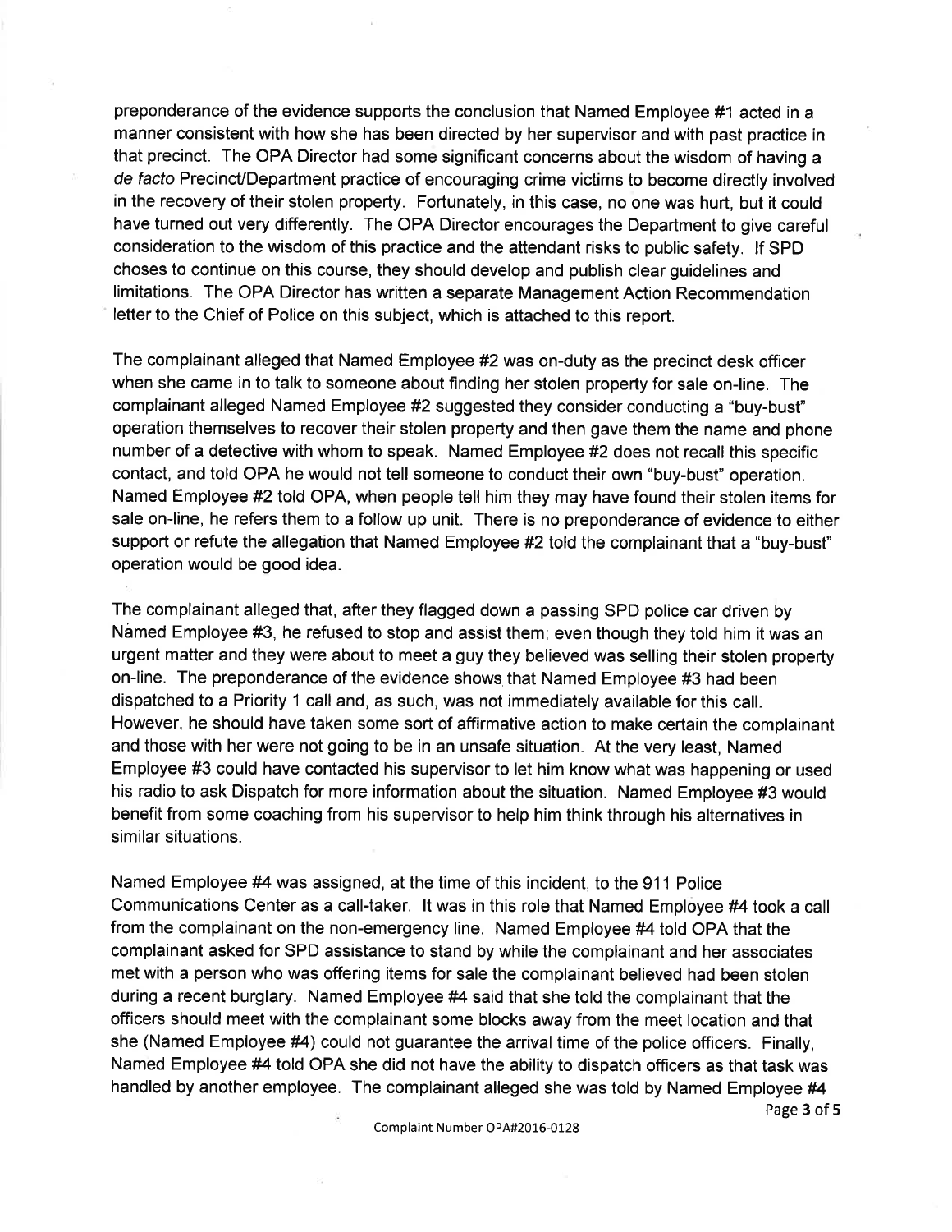preponderance of the evidence supports the conclusion that Named Employee #1 acted in a manner consistent with how she has been directed by her supervisor and with past practice in that precinct. The OPA Director had some significant concerns about the wisdom of having a *de facto* Precinct/Department practice of encouraging crime victims to become directly involved in the recovery of their stolen property. Fortunately, in this case, no one was hurt, but it could have turned out very differently. The OPA Director encourages the Department to give careful consideration to the wisdom of this practice and the attendant risks to public safety. If SPD choses to continue on this course, they should develop and publish clear guidelines and limitations. The OPA Director has written a separate Management Action Recommendation letter to the Chief of Police on this subject, which is attached to this report.

The complainant alleged that Named Employee #2 was on-duty as the precinct desk officer when she came in to talk to someone about finding her stolen property for sale on-line. The complainant alleged Named Employee #2 suggested they consider conducting a "buy-bust" operation themselves to recover their stolen property and then gave them the name and phone number of a detective with whom to speak. Named Employee #2 does not recall this specific contact, and told OPA he would not tell someone to conduct their own "buy-bust" operation. Named Employee #2 told OPA, when people tell him they may have found their stolen items for sale on-line, he refers them to a follow up unit. There is no preponderance of evidence to either support or refute the allegation that Named Employee #2 told the complainant that a "buy-bust" operation would be good idea.

The complainant alleged that, after they flagged down a passing SPD police car driven by Named Employee #3, he refused to stop and assist them; even though they told him it was an urgent matter and they were about to meet a guy they believed was selling their stolen property on-line. The preponderance of the evidence shows that Named Employee #3 had been dispatched to a Priority 1 call and, as such, was not immediately available for this call. However, he should have taken some sort of affirmative action to make certain the complainant and those with her were not going to be in an unsafe situation. At the very least, Named Employee #3 could have contacted his supervisor to let him know what was happening or used his radio to ask Dispatch for more information about the situation. Named Employee #3 would benefit from some coaching from his supervisor to help him think through his alternatives in similar situations.

Named Employee #4 was assigned, at the time of this incident, to the 911 Police Communications Center as a call-taker. It was in this role that Named Employee #4 took a call from the complainant on the non-emergency line. Named Employee #4 told OPA that the complainant asked for SPD assistance to stand by while the complainant and her associates met with a person who was offering items for sale the complainant believed had been stolen during a recent burglary. Named Employee #4 said that she told the complainant that the officers should meet with the complainant some blocks away from the meet location and that she (Named Employee #4) could not guarantee the arrival time of the police officers. Finally, Named Employee #4 told OPA she did not have the ability to dispatch officers as that task was handled by another employee. The complainant alleged she was told by Named Employee #4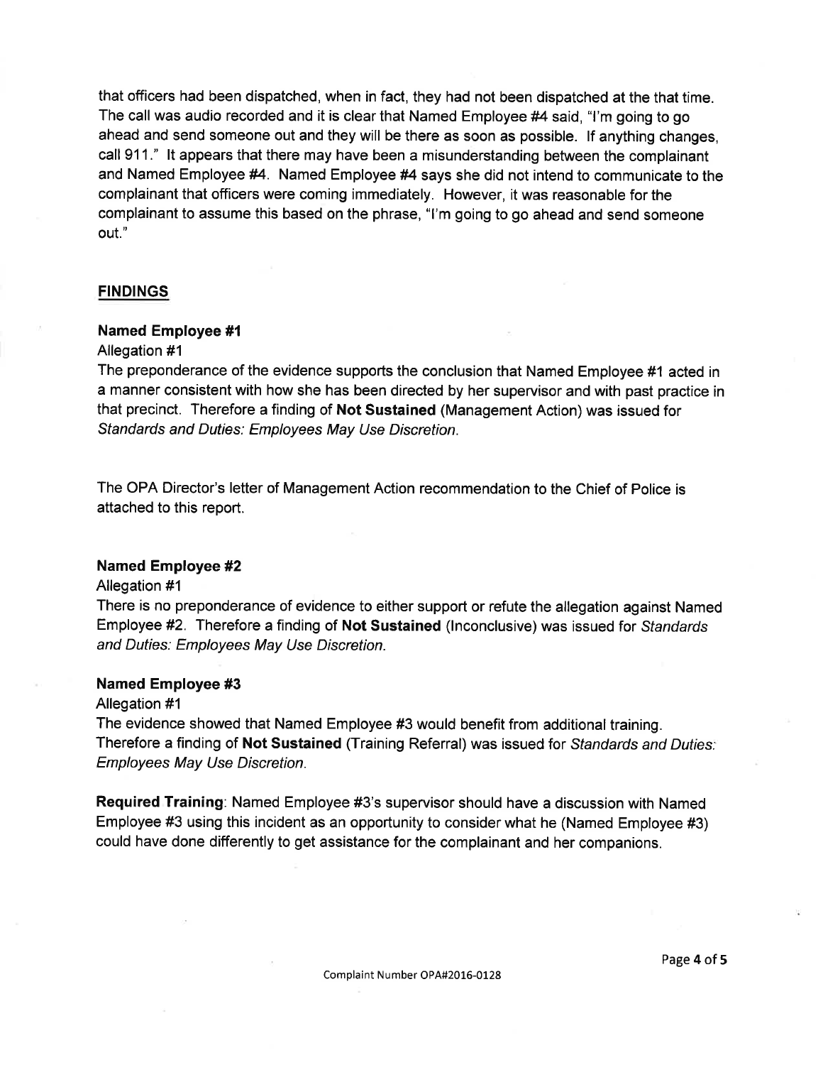that officers had been dispatched, when in fact, they had not been dispatched at the that time. The call was audio recorded and it is clear that Named Employee #4 said, "I'm going to go ahead and send someone out and they will be there as soon as possible. If anything changes, call 911." It appears that there may have been a misunderstanding between the complainant and Named Employee #4. Named Employee #4 says she did not intend to communicate to the complainant that officers were coming immediately. However, it was reasonable for the complainant to assume this based on the phrase, "I'm going to go ahead and send someone out."

## FINDINGS

### Named Employee #1

Allegation #1

The preponderance of the evidence supports the conclusion that Named Employee #1 acted in a manner consistent with how she has been directed by her supervisor and with past practice in that precinct. Therefore a finding of **Not Sustained** (Management Action) was issued for *Standards and Duties: Employees May Use Discretion.*

The OPA Director's letter of Management Action recommendation to the Chief of Police is attached to this report.

### Named Employee #2

Allegation #1

There is no preponderance of evidence to either support or refute the allegation against Named Employee #2. Therefore a finding of **Not Sustained** (Inconclusive) was issued for *Standards and Duties: Employees May Use Discretion.*

### Named Employee #3

Allegation #1

The evidence showed that Named Employee #3 would benefit from additional training. Therefore a finding of **Not Sustained** (Training Referral) was issued for *Standards and Duties: Employees May Use Discretion.*

**Required Training**: Named Employee #3's supervisor should have a discussion with Named Employee #3 using this incident as an opportunity to consider what he (Named Employee #3) could have done differently to get assistance for the complainant and her companions.

Complaint Number OPA#2016-0128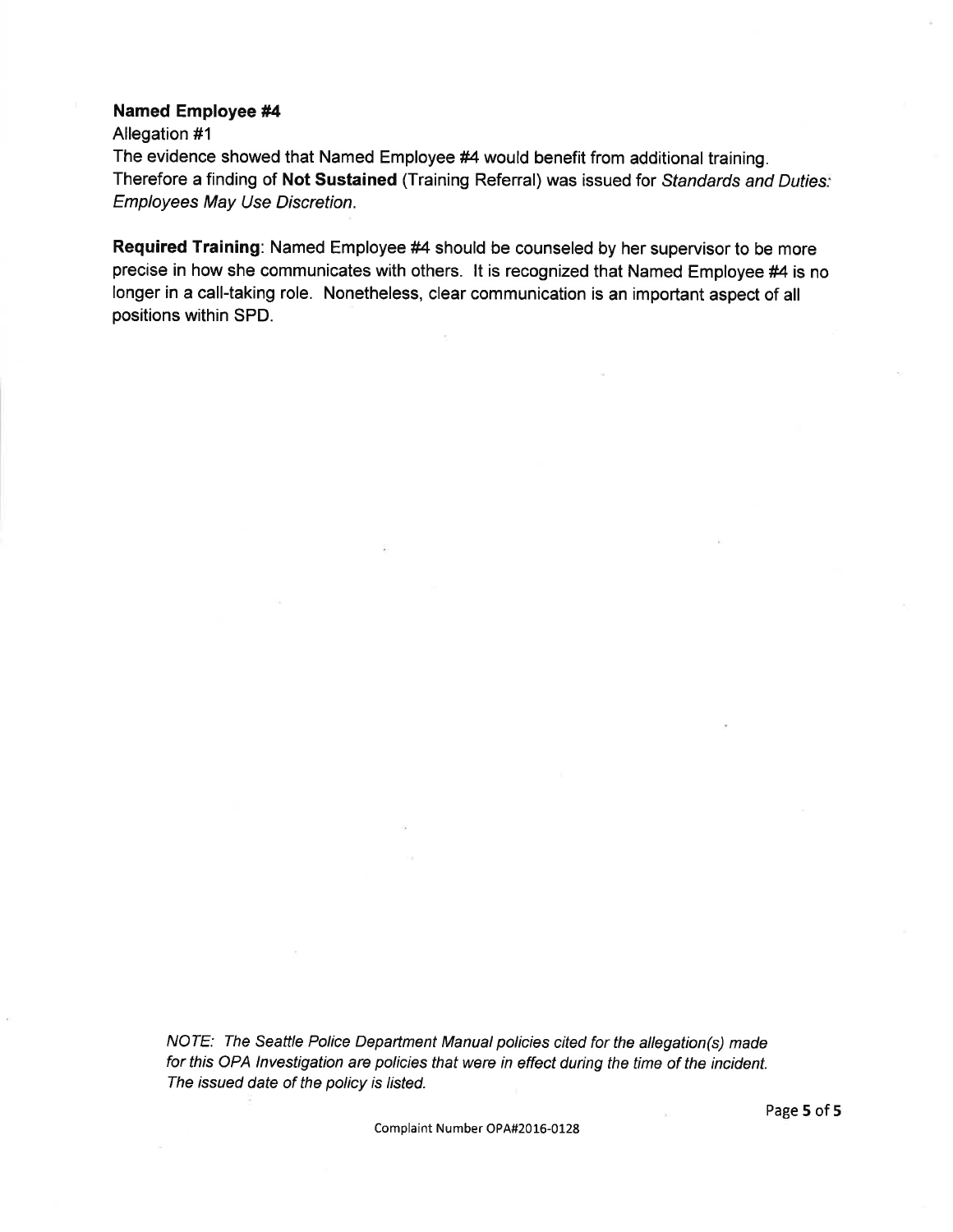**Named Employee #4**

Allegation #1

The evidence showed that Named Employee #4 would benefit from additional training. Therefore a finding of **Not Sustained** (Training Referral) was issued for *Standards and Duties: Employees May Use Discretion.*

**Required Training**: Named Employee #4 should be counseled by her supervisor to be more precise in how she communicates with others. It is recognized that Named Employee #4 is no longer in a call-taking role. Nonetheless, clear communication is an important aspect of all positions within SPD.

*NOTE: The Seattle Police Department Manual policies cited for the allegation(s) made for this OPA Investigation are policies that were in effect during the time of the incident. The issued date of the policy is listed.*

Complaint Number OPA#2016-0128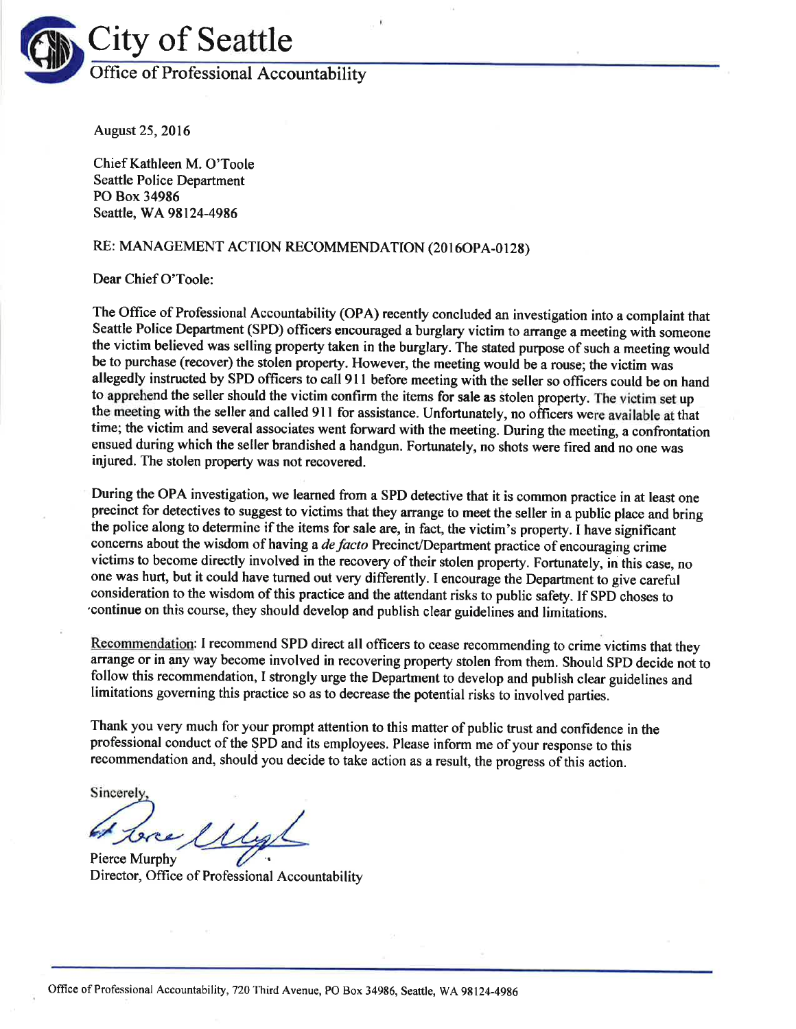# City of Seattle

## Office of Professional Accountability

August 25, 2016

Chief Kathleen M. O'Toole
Seattle Police Department
PO Box 34986
Seattle, WA 98124-4986

RE: MANAGEMENT ACTION RECOMMENDATION (2016OPA-0128)

Dear Chief O'Toole:

The Office of Professional Accountability (OPA) recently concluded an investigation into a complaint that Seattle Police Department (SPD) officers encouraged a burglary victim to arrange a meeting with someone the victim believed was selling property taken in the burglary. The stated purpose of such a meeting would be to purchase (recover) the stolen property. However, the meeting would be a rouse; the victim was allegedly instructed by SPD officers to call 911 before meeting with the seller so officers could be on hand to apprehend the seller should the victim confirm the items for sale as stolen property. The victim set up the meeting with the seller and called 911 for assistance. Unfortunately, no officers were available at that time; the victim and several associates went forward with the meeting. During the meeting, a confrontation ensued during which the seller brandished a handgun. Fortunately, no shots were fired and no one was injured. The stolen property was not recovered.

During the OPA investigation, we learned from a SPD detective that it is common practice in at least one precinct for detectives to suggest to victims that they arrange to meet the seller in a public place and bring the police along to determine if the items for sale are, in fact, the victim's property. I have significant concerns about the wisdom of having a *de facto* Precinct/Department practice of encouraging crime victims to become directly involved in the recovery of their stolen property. Fortunately, in this case, no one was hurt, but it could have turned out very differently. I encourage the Department to give careful consideration to the wisdom of this practice and the attendant risks to public safety. If SPD choses to continue on this course, they should develop and publish clear guidelines and limitations.

Recommendation: I recommend SPD direct all officers to cease recommending to crime victims that they arrange or in any way become involved in recovering property stolen from them. Should SPD decide not to follow this recommendation, I strongly urge the Department to develop and publish clear guidelines and limitations governing this practice so as to decrease the potential risks to involved parties.

Thank you very much for your prompt attention to this matter of public trust and confidence in the professional conduct of the SPD and its employees. Please inform me of your response to this recommendation and, should you decide to take action as a result, the progress of this action.

Sincerely,

Pierce Murphy
Director, Office of Professional Accountability

Office of Professional Accountability, 720 Third Avenue, PO Box 34986, Seattle, WA 98124-4986